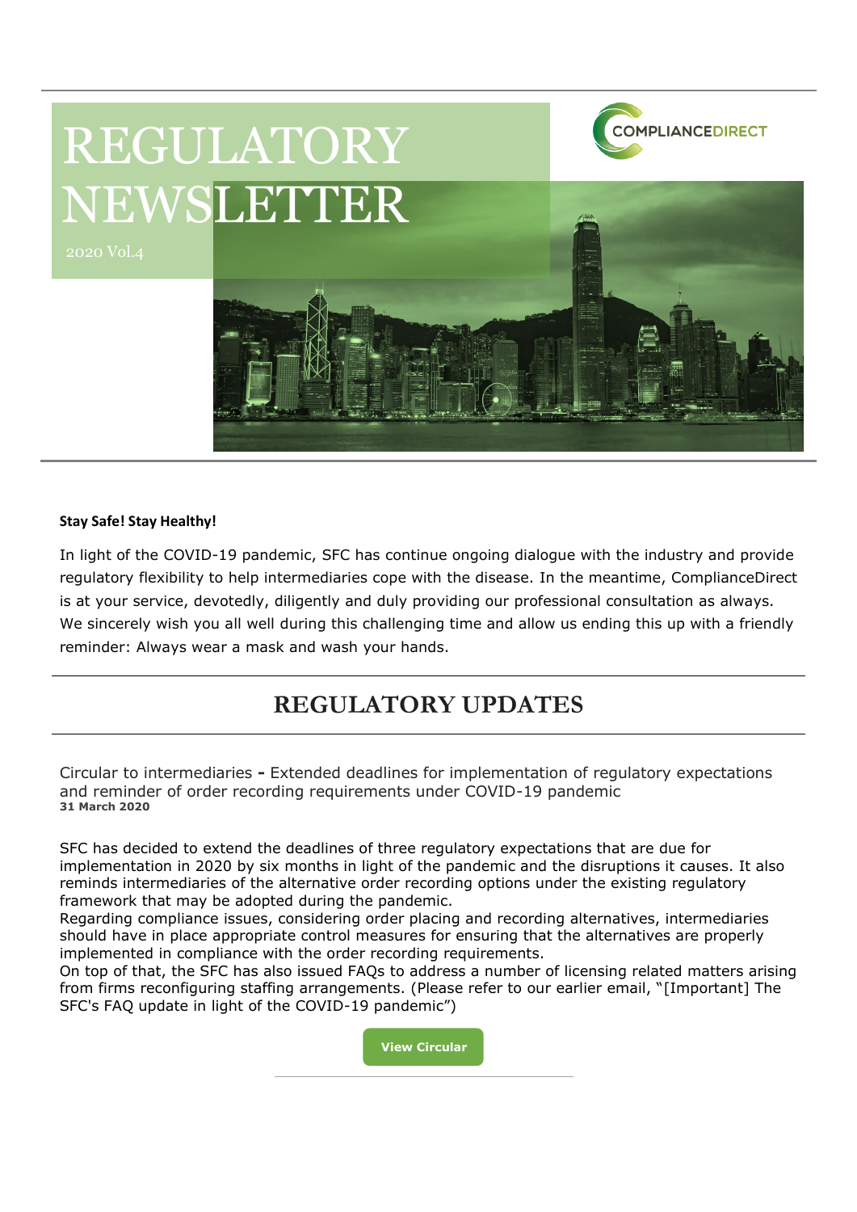# REGULATORY NEWSLETTER

2020 Vol.4

COMPLIANCEDIRECT

**Stay Safe! Stay Healthy!**

In light of the COVID-19 pandemic, SFC has continue ongoing dialogue with the industry and provide regulatory flexibility to help intermediaries cope with the disease. In the meantime, ComplianceDirect is at your service, devotedly, diligently and duly providing our professional consultation as always. We sincerely wish you all well during this challenging time and allow us ending this up with a friendly reminder: Always wear a mask and wash your hands.

## REGULATORY UPDATES

### Circular to intermediaries - Extended deadlines for implementation of regulatory expectations and reminder of order recording requirements under COVID-19 pandemic

**31 March 2020**

SFC has decided to extend the deadlines of three regulatory expectations that are due for implementation in 2020 by six months in light of the pandemic and the disruptions it causes. It also reminds intermediaries of the alternative order recording options under the existing regulatory framework that may be adopted during the pandemic.

Regarding compliance issues, considering order placing and recording alternatives, intermediaries should have in place appropriate control measures for ensuring that the alternatives are properly implemented in compliance with the order recording requirements.

On top of that, the SFC has also issued FAQs to address a number of licensing related matters arising from firms reconfiguring staffing arrangements. (Please refer to our earlier email, "[Important] The SFC's FAQ update in light of the COVID-19 pandemic")

View Circular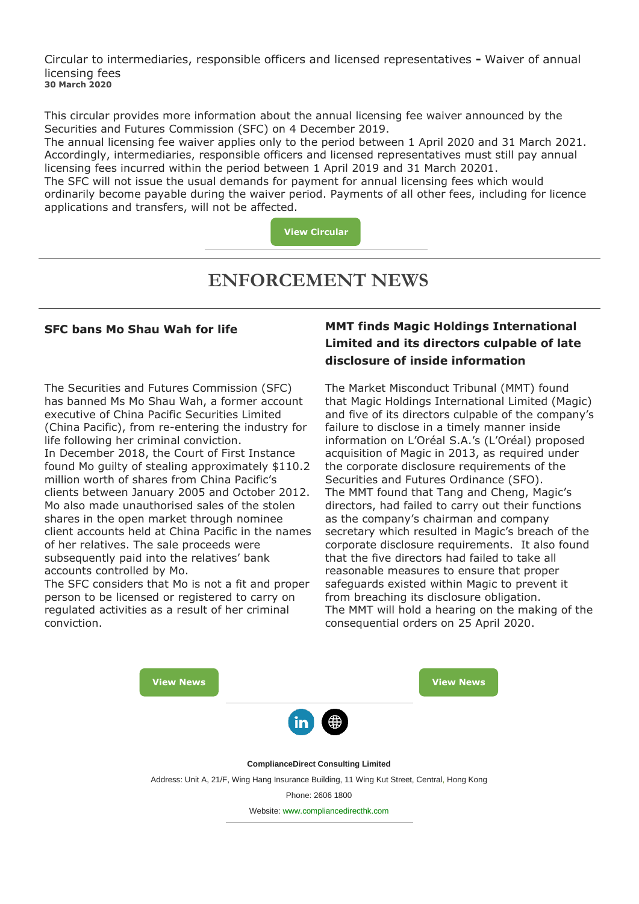Circular to intermediaries, responsible officers and licensed representatives **-** Waiver of annual licensing fees
**30 March 2020**

This circular provides more information about the annual licensing fee waiver announced by the Securities and Futures Commission (SFC) on 4 December 2019.
The annual licensing fee waiver applies only to the period between 1 April 2020 and 31 March 2021. Accordingly, intermediaries, responsible officers and licensed representatives must still pay annual licensing fees incurred within the period between 1 April 2019 and 31 March 20201.
The SFC will not issue the usual demands for payment for annual licensing fees which would ordinarily become payable during the waiver period. Payments of all other fees, including for licence applications and transfers, will not be affected.

View Circular

# ENFORCEMENT NEWS

### SFC bans Mo Shau Wah for life

The Securities and Futures Commission (SFC) has banned Ms Mo Shau Wah, a former account executive of China Pacific Securities Limited (China Pacific), from re-entering the industry for life following her criminal conviction.
In December 2018, the Court of First Instance found Mo guilty of stealing approximately $110.2 million worth of shares from China Pacific's clients between January 2005 and October 2012. Mo also made unauthorised sales of the stolen shares in the open market through nominee client accounts held at China Pacific in the names of her relatives. The sale proceeds were subsequently paid into the relatives' bank accounts controlled by Mo.
The SFC considers that Mo is not a fit and proper person to be licensed or registered to carry on regulated activities as a result of her criminal conviction.

View News

### MMT finds Magic Holdings International Limited and its directors culpable of late disclosure of inside information

The Market Misconduct Tribunal (MMT) found that Magic Holdings International Limited (Magic) and five of its directors culpable of the company's failure to disclose in a timely manner inside information on L'Oréal S.A.'s (L'Oréal) proposed acquisition of Magic in 2013, as required under the corporate disclosure requirements of the Securities and Futures Ordinance (SFO).
The MMT found that Tang and Cheng, Magic's directors, had failed to carry out their functions as the company's chairman and company secretary which resulted in Magic's breach of the corporate disclosure requirements. It also found that the five directors had failed to take all reasonable measures to ensure that proper safeguards existed within Magic to prevent it from breaching its disclosure obligation.
The MMT will hold a hearing on the making of the consequential orders on 25 April 2020.

View News

**ComplianceDirect Consulting Limited**

Address: Unit A, 21/F, Wing Hang Insurance Building, 11 Wing Kut Street, Central, Hong Kong

Phone: 2606 1800

Website: www.compliancedirecthk.com